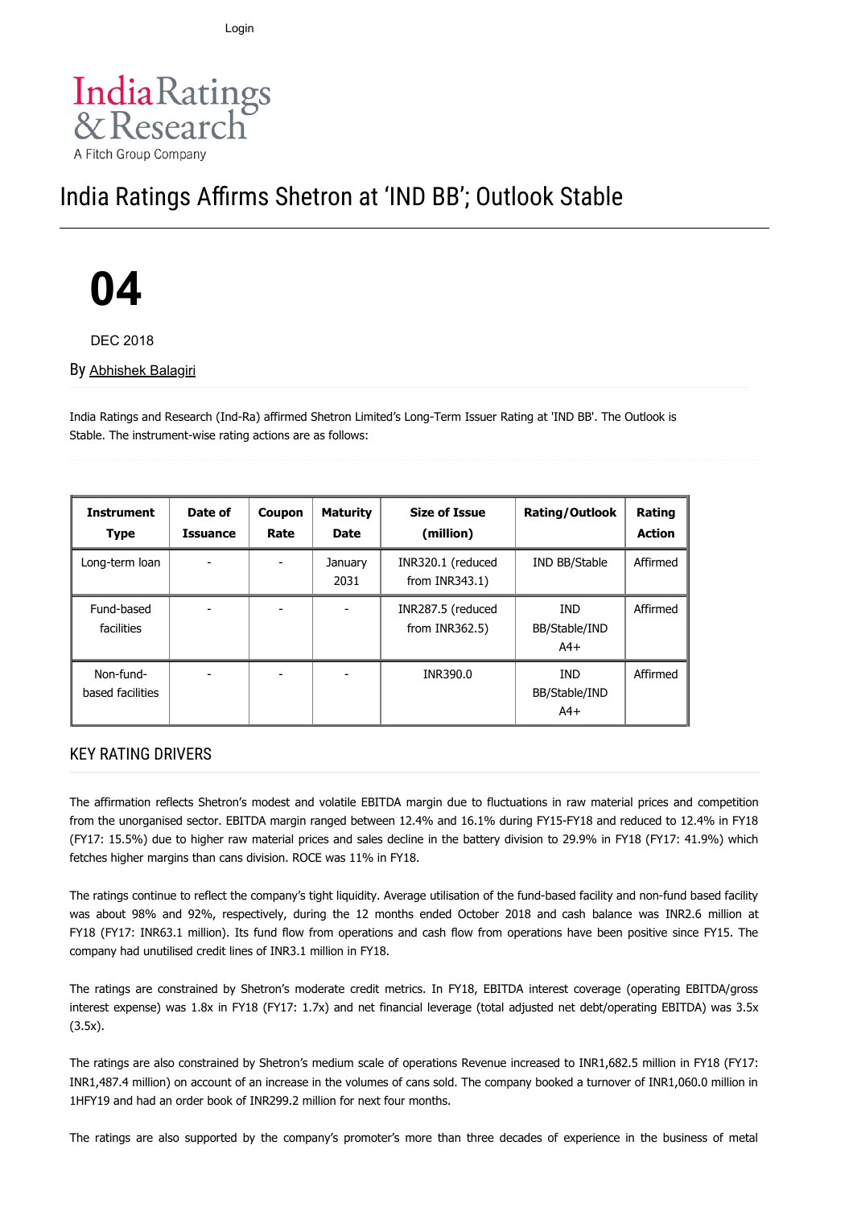Login

India Ratings & Research
A Fitch Group Company

# India Ratings Affirms Shetron at 'IND BB'; Outlook Stable

**04**

DEC 2018

By Abhishek Balagiri

India Ratings and Research (Ind-Ra) affirmed Shetron Limited's Long-Term Issuer Rating at 'IND BB'. The Outlook is Stable. The instrument-wise rating actions are as follows:

| Instrument Type | Date of Issuance | Coupon Rate | Maturity Date | Size of Issue (million) | Rating/Outlook | Rating Action |
|---|---|---|---|---|---|---|
| Long-term loan | - | - | January 2031 | INR320.1 (reduced from INR343.1) | IND BB/Stable | Affirmed |
| Fund-based facilities | - | - | - | INR287.5 (reduced from INR362.5) | IND BB/Stable/IND A4+ | Affirmed |
| Non-fund-based facilities | - | - | - | INR390.0 | IND BB/Stable/IND A4+ | Affirmed |

## KEY RATING DRIVERS

The affirmation reflects Shetron's modest and volatile EBITDA margin due to fluctuations in raw material prices and competition from the unorganised sector. EBITDA margin ranged between 12.4% and 16.1% during FY15-FY18 and reduced to 12.4% in FY18 (FY17: 15.5%) due to higher raw material prices and sales decline in the battery division to 29.9% in FY18 (FY17: 41.9%) which fetches higher margins than cans division. ROCE was 11% in FY18.

The ratings continue to reflect the company's tight liquidity. Average utilisation of the fund-based facility and non-fund based facility was about 98% and 92%, respectively, during the 12 months ended October 2018 and cash balance was INR2.6 million at FY18 (FY17: INR63.1 million). Its fund flow from operations and cash flow from operations have been positive since FY15. The company had unutilised credit lines of INR3.1 million in FY18.

The ratings are constrained by Shetron's moderate credit metrics. In FY18, EBITDA interest coverage (operating EBITDA/gross interest expense) was 1.8x in FY18 (FY17: 1.7x) and net financial leverage (total adjusted net debt/operating EBITDA) was 3.5x (3.5x).

The ratings are also constrained by Shetron's medium scale of operations Revenue increased to INR1,682.5 million in FY18 (FY17: INR1,487.4 million) on account of an increase in the volumes of cans sold. The company booked a turnover of INR1,060.0 million in 1HFY19 and had an order book of INR299.2 million for next four months.

The ratings are also supported by the company's promoter's more than three decades of experience in the business of metal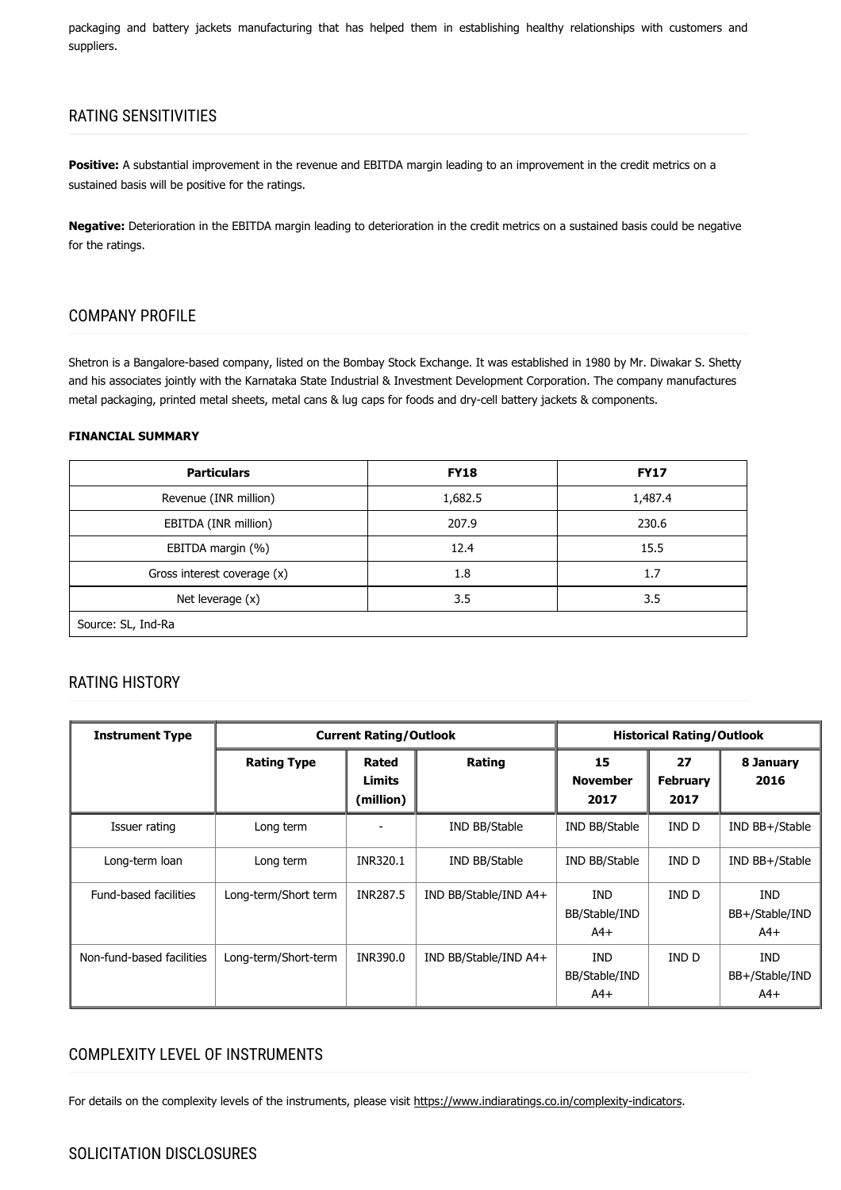packaging and battery jackets manufacturing that has helped them in establishing healthy relationships with customers and suppliers.

## RATING SENSITIVITIES

**Positive:** A substantial improvement in the revenue and EBITDA margin leading to an improvement in the credit metrics on a sustained basis will be positive for the ratings.

**Negative:** Deterioration in the EBITDA margin leading to deterioration in the credit metrics on a sustained basis could be negative for the ratings.

## COMPANY PROFILE

Shetron is a Bangalore-based company, listed on the Bombay Stock Exchange. It was established in 1980 by Mr. Diwakar S. Shetty and his associates jointly with the Karnataka State Industrial & Investment Development Corporation. The company manufactures metal packaging, printed metal sheets, metal cans & lug caps for foods and dry-cell battery jackets & components.

#### FINANCIAL SUMMARY

| Particulars | FY18 | FY17 |
|---|---|---|
| Revenue (INR million) | 1,682.5 | 1,487.4 |
| EBITDA (INR million) | 207.9 | 230.6 |
| EBITDA margin (%) | 12.4 | 15.5 |
| Gross interest coverage (x) | 1.8 | 1.7 |
| Net leverage (x) | 3.5 | 3.5 |
| Source: SL, Ind-Ra | | |

## RATING HISTORY

| Instrument Type | Current Rating/Outlook | | | Historical Rating/Outlook | | |
|---|---|---|---|---|---|---|
| | Rating Type | Rated Limits (million) | Rating | 15 November 2017 | 27 February 2017 | 8 January 2016 |
| Issuer rating | Long term | - | IND BB/Stable | IND BB/Stable | IND D | IND BB+/Stable |
| Long-term loan | Long term | INR320.1 | IND BB/Stable | IND BB/Stable | IND D | IND BB+/Stable |
| Fund-based facilities | Long-term/Short term | INR287.5 | IND BB/Stable/IND A4+ | IND BB/Stable/IND A4+ | IND D | IND BB+/Stable/IND A4+ |
| Non-fund-based facilities | Long-term/Short-term | INR390.0 | IND BB/Stable/IND A4+ | IND BB/Stable/IND A4+ | IND D | IND BB+/Stable/IND A4+ |

## COMPLEXITY LEVEL OF INSTRUMENTS

For details on the complexity levels of the instruments, please visit https://www.indiaratings.co.in/complexity-indicators.

## SOLICITATION DISCLOSURES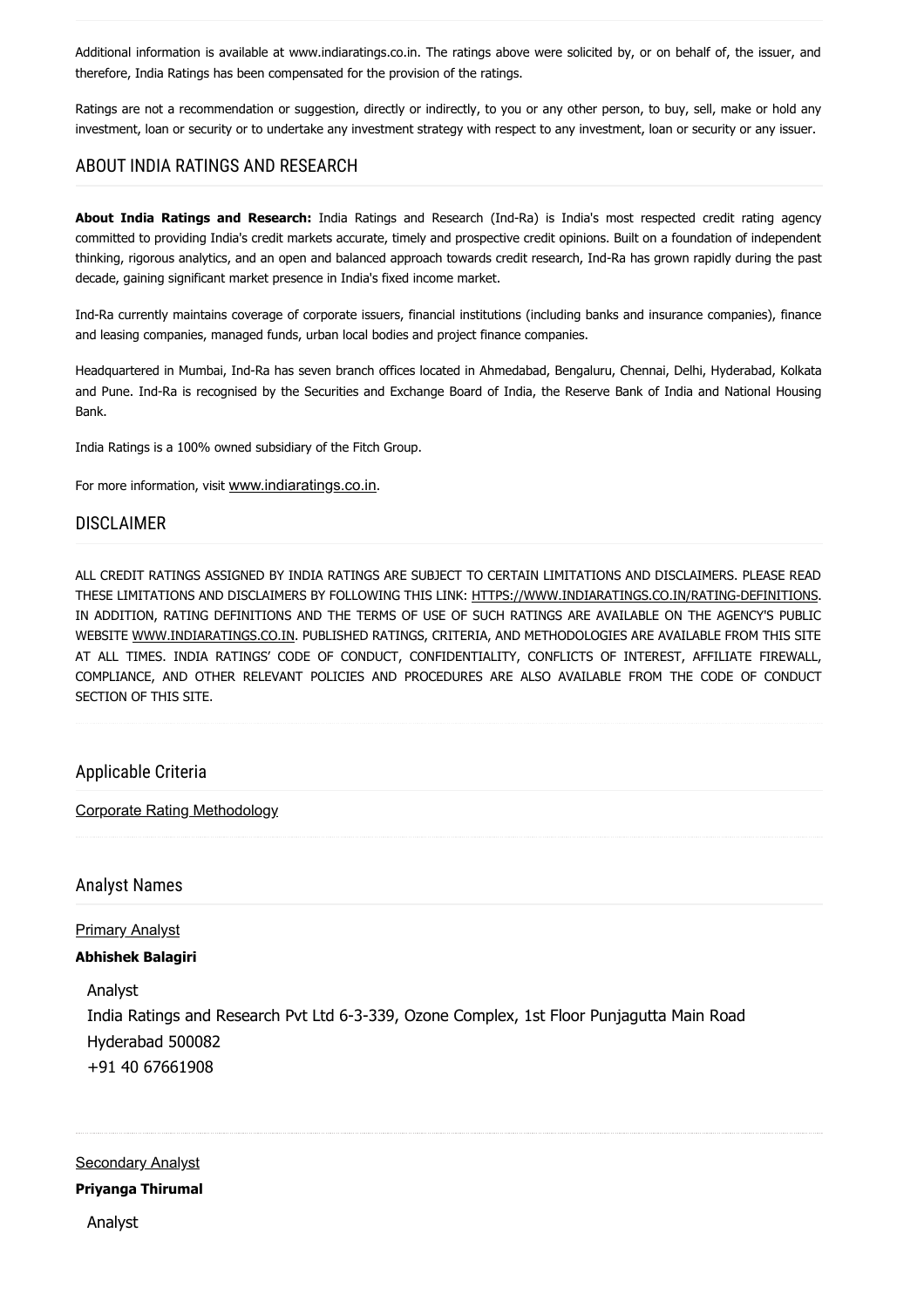Additional information is available at www.indiaratings.co.in. The ratings above were solicited by, or on behalf of, the issuer, and therefore, India Ratings has been compensated for the provision of the ratings.

Ratings are not a recommendation or suggestion, directly or indirectly, to you or any other person, to buy, sell, make or hold any investment, loan or security or to undertake any investment strategy with respect to any investment, loan or security or any issuer.

## ABOUT INDIA RATINGS AND RESEARCH

**About India Ratings and Research:** India Ratings and Research (Ind-Ra) is India's most respected credit rating agency committed to providing India's credit markets accurate, timely and prospective credit opinions. Built on a foundation of independent thinking, rigorous analytics, and an open and balanced approach towards credit research, Ind-Ra has grown rapidly during the past decade, gaining significant market presence in India's fixed income market.

Ind-Ra currently maintains coverage of corporate issuers, financial institutions (including banks and insurance companies), finance and leasing companies, managed funds, urban local bodies and project finance companies.

Headquartered in Mumbai, Ind-Ra has seven branch offices located in Ahmedabad, Bengaluru, Chennai, Delhi, Hyderabad, Kolkata and Pune. Ind-Ra is recognised by the Securities and Exchange Board of India, the Reserve Bank of India and National Housing Bank.

India Ratings is a 100% owned subsidiary of the Fitch Group.

For more information, visit www.indiaratings.co.in.

## DISCLAIMER

ALL CREDIT RATINGS ASSIGNED BY INDIA RATINGS ARE SUBJECT TO CERTAIN LIMITATIONS AND DISCLAIMERS. PLEASE READ THESE LIMITATIONS AND DISCLAIMERS BY FOLLOWING THIS LINK: HTTPS://WWW.INDIARATINGS.CO.IN/RATING-DEFINITIONS. IN ADDITION, RATING DEFINITIONS AND THE TERMS OF USE OF SUCH RATINGS ARE AVAILABLE ON THE AGENCY'S PUBLIC WEBSITE WWW.INDIARATINGS.CO.IN. PUBLISHED RATINGS, CRITERIA, AND METHODOLOGIES ARE AVAILABLE FROM THIS SITE AT ALL TIMES. INDIA RATINGS' CODE OF CONDUCT, CONFIDENTIALITY, CONFLICTS OF INTEREST, AFFILIATE FIREWALL, COMPLIANCE, AND OTHER RELEVANT POLICIES AND PROCEDURES ARE ALSO AVAILABLE FROM THE CODE OF CONDUCT SECTION OF THIS SITE.

## Applicable Criteria

Corporate Rating Methodology

## Analyst Names

Primary Analyst

**Abhishek Balagiri**

Analyst
India Ratings and Research Pvt Ltd 6-3-339, Ozone Complex, 1st Floor Punjagutta Main Road
Hyderabad 500082
+91 40 67661908

Secondary Analyst

**Priyanga Thirumal**

Analyst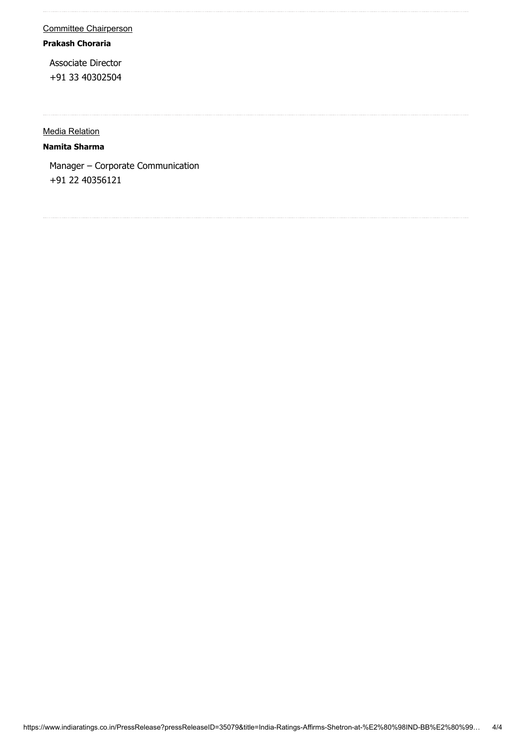---

Committee Chairperson

**Prakash Choraria**

Associate Director

+91 33 40302504

---

Media Relation

**Namita Sharma**

Manager – Corporate Communication

+91 22 40356121

---